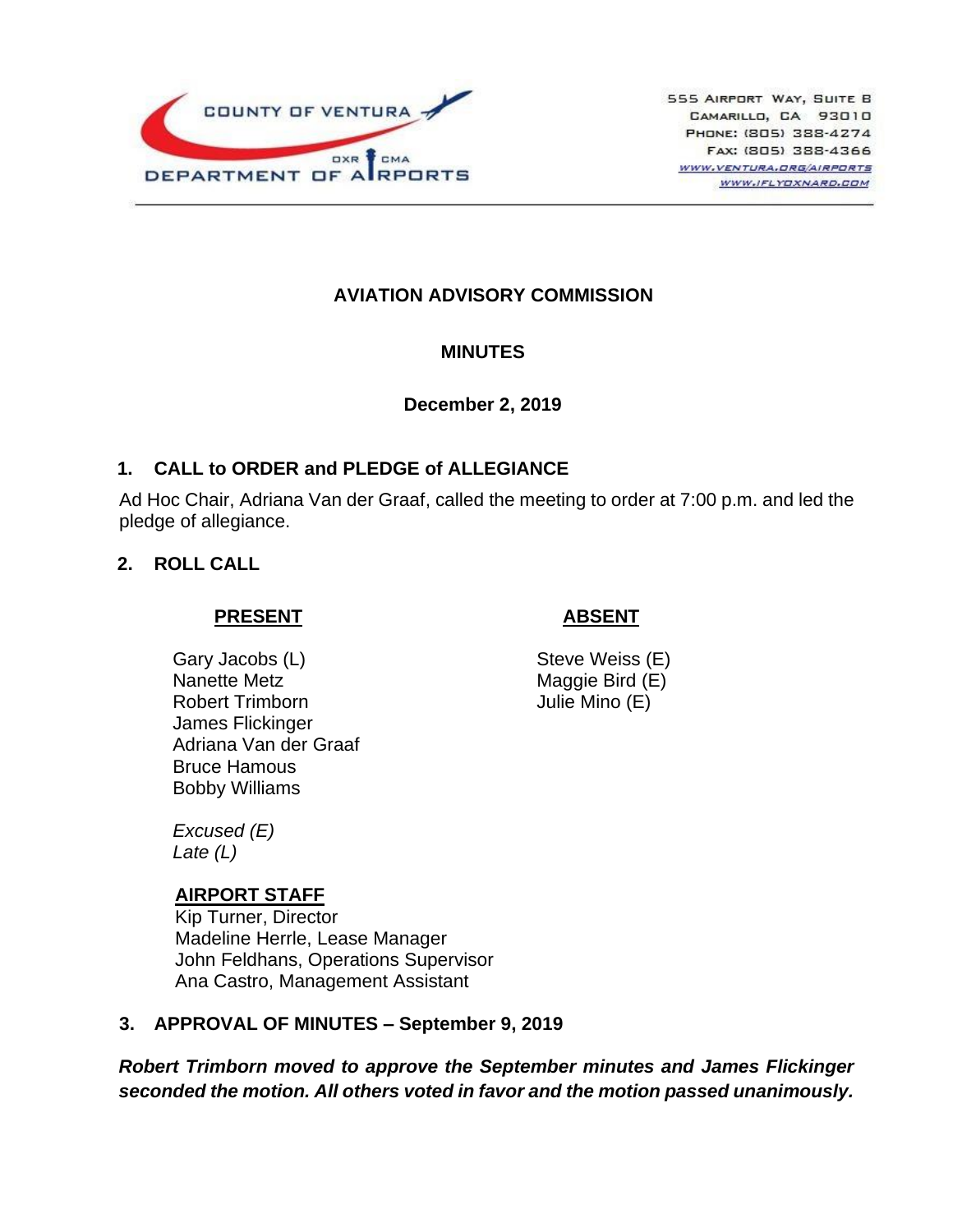COUNTY OF VENTURA
DEPARTMENT OF AIRPORTS
OXR CMA

555 Airport Way, Suite B
Camarillo, CA 93010
Phone: (805) 388-4274
Fax: (805) 388-4366
www.ventura.org/airports
www.iflyoxnard.com

# AVIATION ADVISORY COMMISSION

## MINUTES

**December 2, 2019**

### 1. CALL to ORDER and PLEDGE of ALLEGIANCE

Ad Hoc Chair, Adriana Van der Graaf, called the meeting to order at 7:00 p.m. and led the pledge of allegiance.

### 2. ROLL CALL

| **PRESENT** | **ABSENT** |
|---|---|
| Gary Jacobs (L) | Steve Weiss (E) |
| Nanette Metz | Maggie Bird (E) |
| Robert Trimborn | Julie Mino (E) |
| James Flickinger | |
| Adriana Van der Graaf | |
| Bruce Hamous | |
| Bobby Williams | |

*Excused (E)*
*Late (L)*

**AIRPORT STAFF**
Kip Turner, Director
Madeline Herrle, Lease Manager
John Feldhans, Operations Supervisor
Ana Castro, Management Assistant

### 3. APPROVAL OF MINUTES – September 9, 2019

***Robert Trimborn moved to approve the September minutes and James Flickinger seconded the motion. All others voted in favor and the motion passed unanimously.***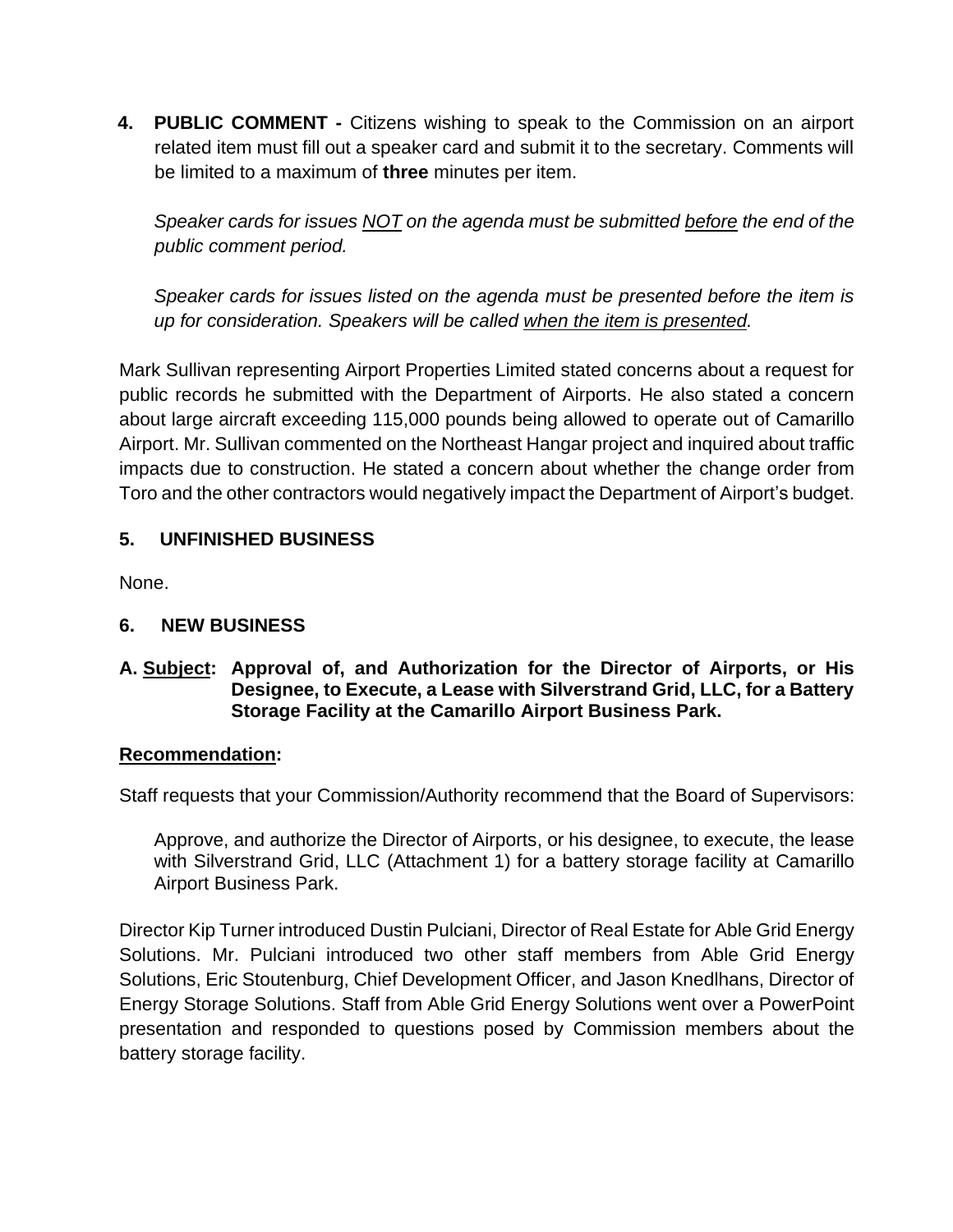**4. PUBLIC COMMENT -** Citizens wishing to speak to the Commission on an airport related item must fill out a speaker card and submit it to the secretary. Comments will be limited to a maximum of **three** minutes per item.

*Speaker cards for issues NOT on the agenda must be submitted before the end of the public comment period.*

*Speaker cards for issues listed on the agenda must be presented before the item is up for consideration. Speakers will be called when the item is presented.*

Mark Sullivan representing Airport Properties Limited stated concerns about a request for public records he submitted with the Department of Airports. He also stated a concern about large aircraft exceeding 115,000 pounds being allowed to operate out of Camarillo Airport. Mr. Sullivan commented on the Northeast Hangar project and inquired about traffic impacts due to construction. He stated a concern about whether the change order from Toro and the other contractors would negatively impact the Department of Airport's budget.

**5. UNFINISHED BUSINESS**

None.

**6. NEW BUSINESS**

**A. Subject: Approval of, and Authorization for the Director of Airports, or His Designee, to Execute, a Lease with Silverstrand Grid, LLC, for a Battery Storage Facility at the Camarillo Airport Business Park.**

**Recommendation:**

Staff requests that your Commission/Authority recommend that the Board of Supervisors:

Approve, and authorize the Director of Airports, or his designee, to execute, the lease with Silverstrand Grid, LLC (Attachment 1) for a battery storage facility at Camarillo Airport Business Park.

Director Kip Turner introduced Dustin Pulciani, Director of Real Estate for Able Grid Energy Solutions. Mr. Pulciani introduced two other staff members from Able Grid Energy Solutions, Eric Stoutenburg, Chief Development Officer, and Jason Knedlhans, Director of Energy Storage Solutions. Staff from Able Grid Energy Solutions went over a PowerPoint presentation and responded to questions posed by Commission members about the battery storage facility.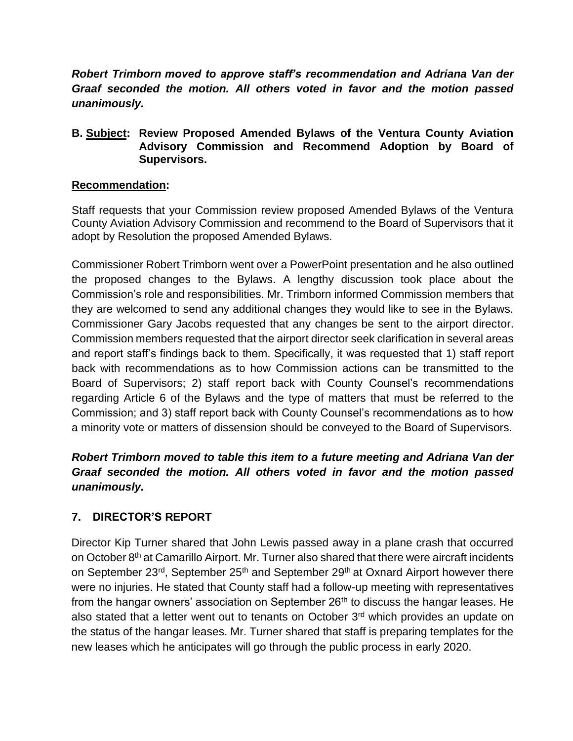***Robert Trimborn moved to approve staff's recommendation and Adriana Van der Graaf seconded the motion. All others voted in favor and the motion passed unanimously.***

**B. <u>Subject</u>: Review Proposed Amended Bylaws of the Ventura County Aviation Advisory Commission and Recommend Adoption by Board of Supervisors.**

**<u>Recommendation</u>:**

Staff requests that your Commission review proposed Amended Bylaws of the Ventura County Aviation Advisory Commission and recommend to the Board of Supervisors that it adopt by Resolution the proposed Amended Bylaws.

Commissioner Robert Trimborn went over a PowerPoint presentation and he also outlined the proposed changes to the Bylaws. A lengthy discussion took place about the Commission's role and responsibilities. Mr. Trimborn informed Commission members that they are welcomed to send any additional changes they would like to see in the Bylaws. Commissioner Gary Jacobs requested that any changes be sent to the airport director. Commission members requested that the airport director seek clarification in several areas and report staff's findings back to them. Specifically, it was requested that 1) staff report back with recommendations as to how Commission actions can be transmitted to the Board of Supervisors; 2) staff report back with County Counsel's recommendations regarding Article 6 of the Bylaws and the type of matters that must be referred to the Commission; and 3) staff report back with County Counsel's recommendations as to how a minority vote or matters of dissension should be conveyed to the Board of Supervisors.

***Robert Trimborn moved to table this item to a future meeting and Adriana Van der Graaf seconded the motion. All others voted in favor and the motion passed unanimously.***

## 7. DIRECTOR'S REPORT

Director Kip Turner shared that John Lewis passed away in a plane crash that occurred on October 8th at Camarillo Airport. Mr. Turner also shared that there were aircraft incidents on September 23rd, September 25th and September 29th at Oxnard Airport however there were no injuries. He stated that County staff had a follow-up meeting with representatives from the hangar owners' association on September 26th to discuss the hangar leases. He also stated that a letter went out to tenants on October 3rd which provides an update on the status of the hangar leases. Mr. Turner shared that staff is preparing templates for the new leases which he anticipates will go through the public process in early 2020.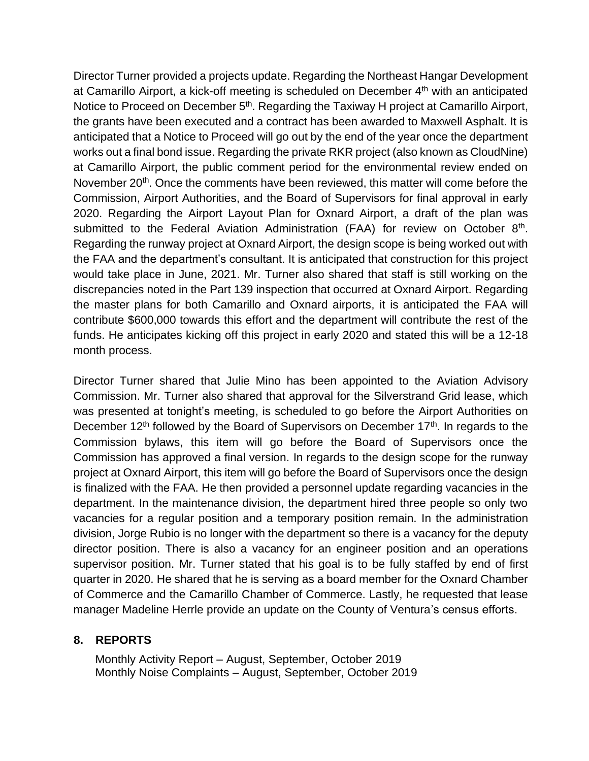Director Turner provided a projects update. Regarding the Northeast Hangar Development at Camarillo Airport, a kick-off meeting is scheduled on December 4th with an anticipated Notice to Proceed on December 5th. Regarding the Taxiway H project at Camarillo Airport, the grants have been executed and a contract has been awarded to Maxwell Asphalt. It is anticipated that a Notice to Proceed will go out by the end of the year once the department works out a final bond issue. Regarding the private RKR project (also known as CloudNine) at Camarillo Airport, the public comment period for the environmental review ended on November 20th. Once the comments have been reviewed, this matter will come before the Commission, Airport Authorities, and the Board of Supervisors for final approval in early 2020. Regarding the Airport Layout Plan for Oxnard Airport, a draft of the plan was submitted to the Federal Aviation Administration (FAA) for review on October 8th. Regarding the runway project at Oxnard Airport, the design scope is being worked out with the FAA and the department's consultant. It is anticipated that construction for this project would take place in June, 2021. Mr. Turner also shared that staff is still working on the discrepancies noted in the Part 139 inspection that occurred at Oxnard Airport. Regarding the master plans for both Camarillo and Oxnard airports, it is anticipated the FAA will contribute $600,000 towards this effort and the department will contribute the rest of the funds. He anticipates kicking off this project in early 2020 and stated this will be a 12-18 month process.

Director Turner shared that Julie Mino has been appointed to the Aviation Advisory Commission. Mr. Turner also shared that approval for the Silverstrand Grid lease, which was presented at tonight's meeting, is scheduled to go before the Airport Authorities on December 12th followed by the Board of Supervisors on December 17th. In regards to the Commission bylaws, this item will go before the Board of Supervisors once the Commission has approved a final version. In regards to the design scope for the runway project at Oxnard Airport, this item will go before the Board of Supervisors once the design is finalized with the FAA. He then provided a personnel update regarding vacancies in the department. In the maintenance division, the department hired three people so only two vacancies for a regular position and a temporary position remain. In the administration division, Jorge Rubio is no longer with the department so there is a vacancy for the deputy director position. There is also a vacancy for an engineer position and an operations supervisor position. Mr. Turner stated that his goal is to be fully staffed by end of first quarter in 2020. He shared that he is serving as a board member for the Oxnard Chamber of Commerce and the Camarillo Chamber of Commerce. Lastly, he requested that lease manager Madeline Herrle provide an update on the County of Ventura's census efforts.

## 8. REPORTS

Monthly Activity Report – August, September, October 2019
Monthly Noise Complaints – August, September, October 2019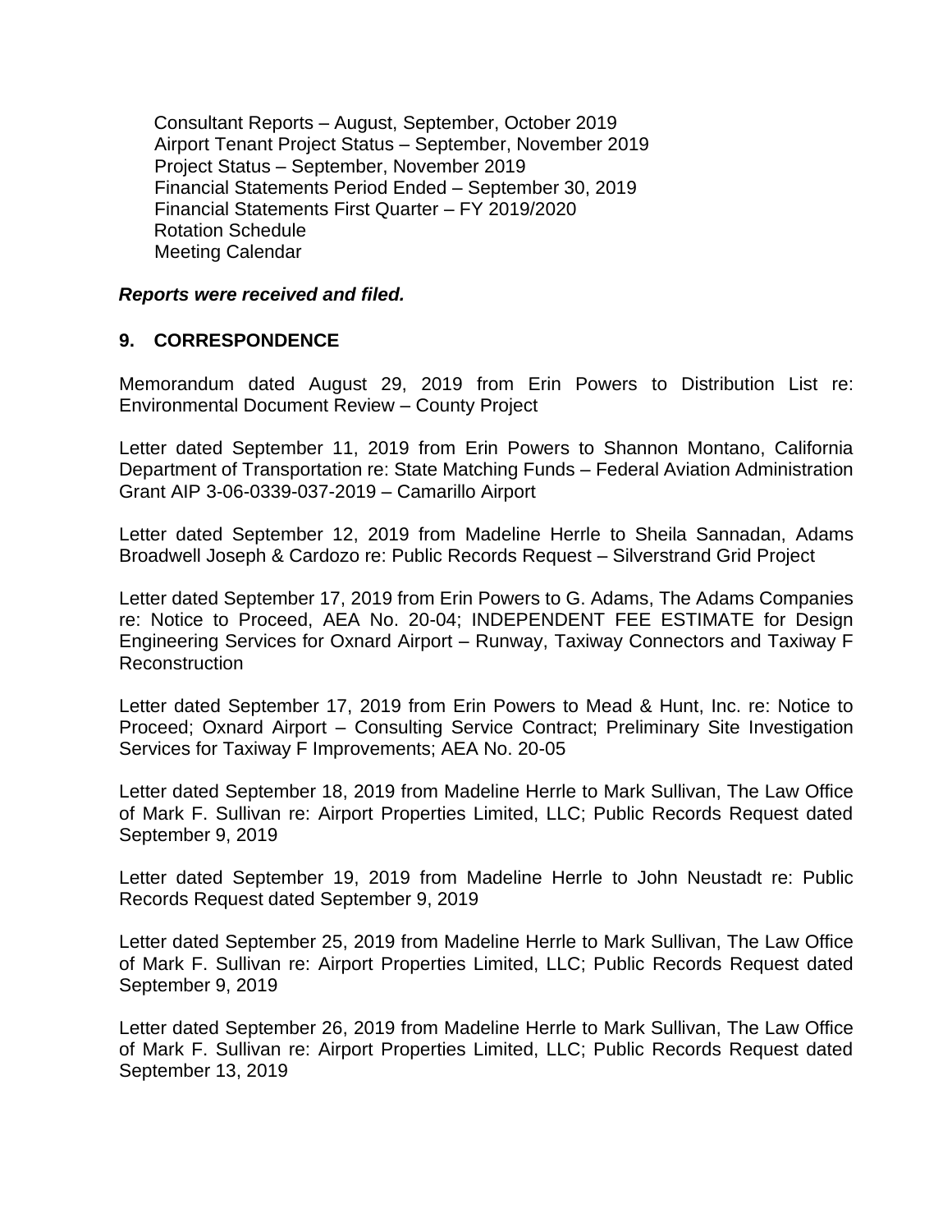Consultant Reports – August, September, October 2019
Airport Tenant Project Status – September, November 2019
Project Status – September, November 2019
Financial Statements Period Ended – September 30, 2019
Financial Statements First Quarter – FY 2019/2020
Rotation Schedule
Meeting Calendar

***Reports were received and filed.***

## 9. CORRESPONDENCE

Memorandum dated August 29, 2019 from Erin Powers to Distribution List re: Environmental Document Review – County Project

Letter dated September 11, 2019 from Erin Powers to Shannon Montano, California Department of Transportation re: State Matching Funds – Federal Aviation Administration Grant AIP 3-06-0339-037-2019 – Camarillo Airport

Letter dated September 12, 2019 from Madeline Herrle to Sheila Sannadan, Adams Broadwell Joseph & Cardozo re: Public Records Request – Silverstrand Grid Project

Letter dated September 17, 2019 from Erin Powers to G. Adams, The Adams Companies re: Notice to Proceed, AEA No. 20-04; INDEPENDENT FEE ESTIMATE for Design Engineering Services for Oxnard Airport – Runway, Taxiway Connectors and Taxiway F Reconstruction

Letter dated September 17, 2019 from Erin Powers to Mead & Hunt, Inc. re: Notice to Proceed; Oxnard Airport – Consulting Service Contract; Preliminary Site Investigation Services for Taxiway F Improvements; AEA No. 20-05

Letter dated September 18, 2019 from Madeline Herrle to Mark Sullivan, The Law Office of Mark F. Sullivan re: Airport Properties Limited, LLC; Public Records Request dated September 9, 2019

Letter dated September 19, 2019 from Madeline Herrle to John Neustadt re: Public Records Request dated September 9, 2019

Letter dated September 25, 2019 from Madeline Herrle to Mark Sullivan, The Law Office of Mark F. Sullivan re: Airport Properties Limited, LLC; Public Records Request dated September 9, 2019

Letter dated September 26, 2019 from Madeline Herrle to Mark Sullivan, The Law Office of Mark F. Sullivan re: Airport Properties Limited, LLC; Public Records Request dated September 13, 2019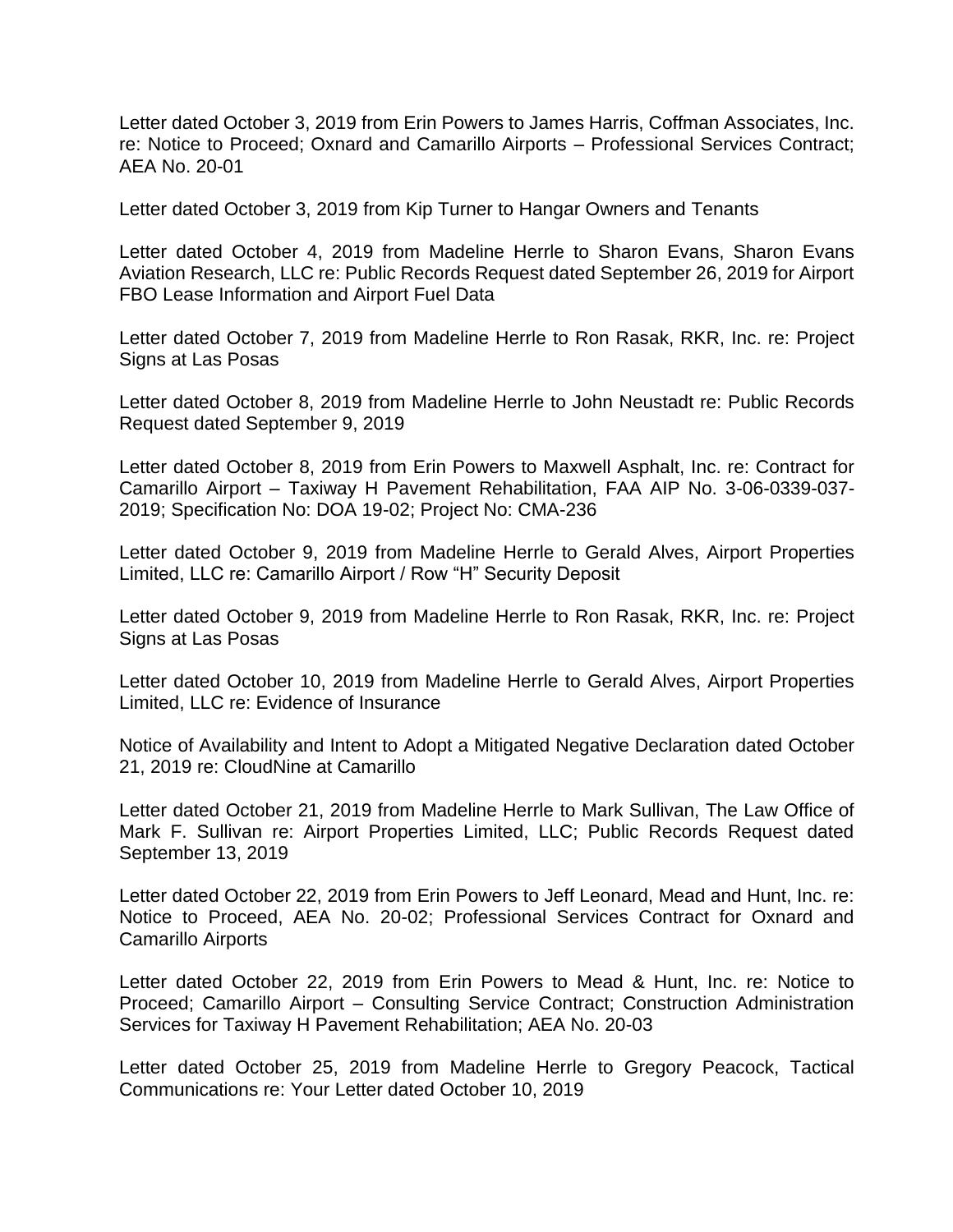Letter dated October 3, 2019 from Erin Powers to James Harris, Coffman Associates, Inc. re: Notice to Proceed; Oxnard and Camarillo Airports – Professional Services Contract; AEA No. 20-01

Letter dated October 3, 2019 from Kip Turner to Hangar Owners and Tenants

Letter dated October 4, 2019 from Madeline Herrle to Sharon Evans, Sharon Evans Aviation Research, LLC re: Public Records Request dated September 26, 2019 for Airport FBO Lease Information and Airport Fuel Data

Letter dated October 7, 2019 from Madeline Herrle to Ron Rasak, RKR, Inc. re: Project Signs at Las Posas

Letter dated October 8, 2019 from Madeline Herrle to John Neustadt re: Public Records Request dated September 9, 2019

Letter dated October 8, 2019 from Erin Powers to Maxwell Asphalt, Inc. re: Contract for Camarillo Airport – Taxiway H Pavement Rehabilitation, FAA AIP No. 3-06-0339-037-2019; Specification No: DOA 19-02; Project No: CMA-236

Letter dated October 9, 2019 from Madeline Herrle to Gerald Alves, Airport Properties Limited, LLC re: Camarillo Airport / Row "H" Security Deposit

Letter dated October 9, 2019 from Madeline Herrle to Ron Rasak, RKR, Inc. re: Project Signs at Las Posas

Letter dated October 10, 2019 from Madeline Herrle to Gerald Alves, Airport Properties Limited, LLC re: Evidence of Insurance

Notice of Availability and Intent to Adopt a Mitigated Negative Declaration dated October 21, 2019 re: CloudNine at Camarillo

Letter dated October 21, 2019 from Madeline Herrle to Mark Sullivan, The Law Office of Mark F. Sullivan re: Airport Properties Limited, LLC; Public Records Request dated September 13, 2019

Letter dated October 22, 2019 from Erin Powers to Jeff Leonard, Mead and Hunt, Inc. re: Notice to Proceed, AEA No. 20-02; Professional Services Contract for Oxnard and Camarillo Airports

Letter dated October 22, 2019 from Erin Powers to Mead & Hunt, Inc. re: Notice to Proceed; Camarillo Airport – Consulting Service Contract; Construction Administration Services for Taxiway H Pavement Rehabilitation; AEA No. 20-03

Letter dated October 25, 2019 from Madeline Herrle to Gregory Peacock, Tactical Communications re: Your Letter dated October 10, 2019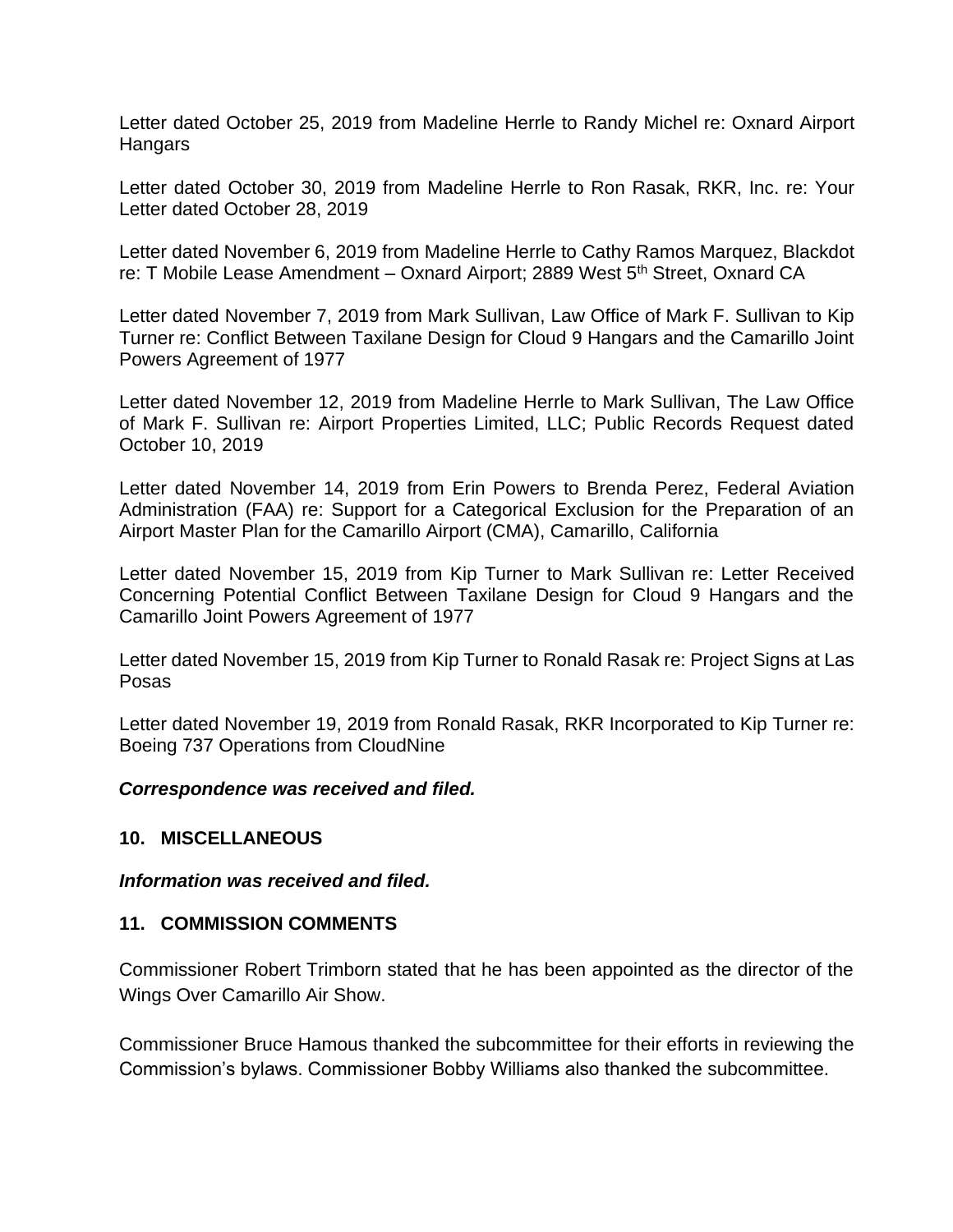Letter dated October 25, 2019 from Madeline Herrle to Randy Michel re: Oxnard Airport Hangars

Letter dated October 30, 2019 from Madeline Herrle to Ron Rasak, RKR, Inc. re: Your Letter dated October 28, 2019

Letter dated November 6, 2019 from Madeline Herrle to Cathy Ramos Marquez, Blackdot re: T Mobile Lease Amendment – Oxnard Airport; 2889 West 5th Street, Oxnard CA

Letter dated November 7, 2019 from Mark Sullivan, Law Office of Mark F. Sullivan to Kip Turner re: Conflict Between Taxilane Design for Cloud 9 Hangars and the Camarillo Joint Powers Agreement of 1977

Letter dated November 12, 2019 from Madeline Herrle to Mark Sullivan, The Law Office of Mark F. Sullivan re: Airport Properties Limited, LLC; Public Records Request dated October 10, 2019

Letter dated November 14, 2019 from Erin Powers to Brenda Perez, Federal Aviation Administration (FAA) re: Support for a Categorical Exclusion for the Preparation of an Airport Master Plan for the Camarillo Airport (CMA), Camarillo, California

Letter dated November 15, 2019 from Kip Turner to Mark Sullivan re: Letter Received Concerning Potential Conflict Between Taxilane Design for Cloud 9 Hangars and the Camarillo Joint Powers Agreement of 1977

Letter dated November 15, 2019 from Kip Turner to Ronald Rasak re: Project Signs at Las Posas

Letter dated November 19, 2019 from Ronald Rasak, RKR Incorporated to Kip Turner re: Boeing 737 Operations from CloudNine

***Correspondence was received and filed.***

## 10. MISCELLANEOUS

***Information was received and filed.***

## 11. COMMISSION COMMENTS

Commissioner Robert Trimborn stated that he has been appointed as the director of the Wings Over Camarillo Air Show.

Commissioner Bruce Hamous thanked the subcommittee for their efforts in reviewing the Commission's bylaws. Commissioner Bobby Williams also thanked the subcommittee.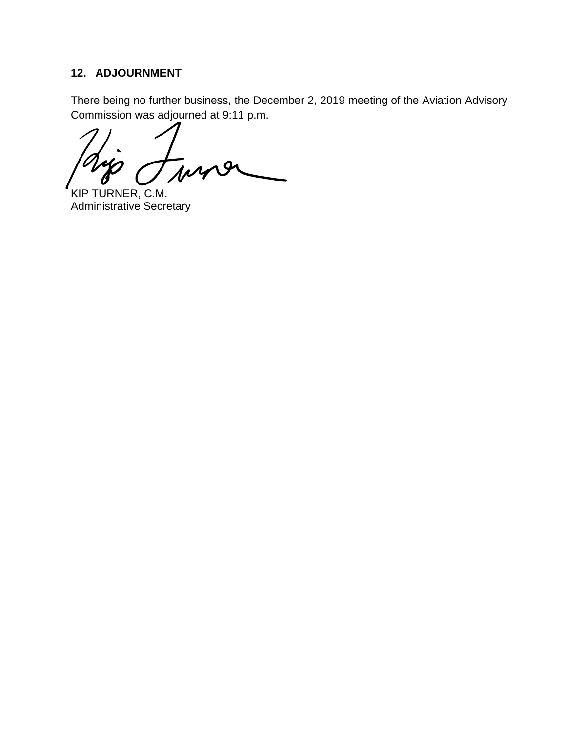## 12. ADJOURNMENT

There being no further business, the December 2, 2019 meeting of the Aviation Advisory Commission was adjourned at 9:11 p.m.

KIP TURNER, C.M.
Administrative Secretary